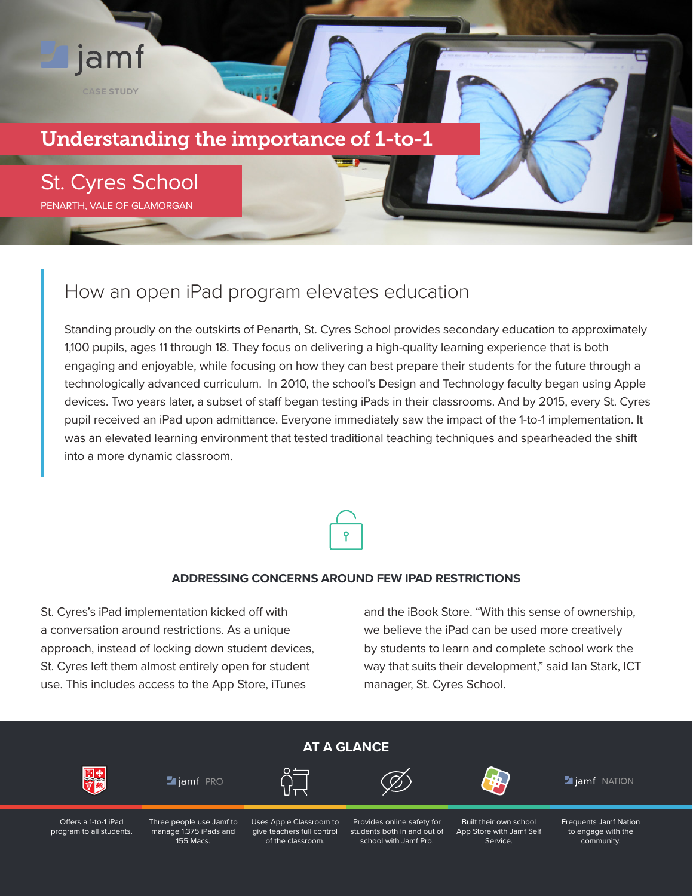jamf

CASE STUDY

# Understanding the importance of 1-to-1

## St. Cyres School

PENARTH, VALE OF GLAMORGAN

## How an open iPad program elevates education

Standing proudly on the outskirts of Penarth, St. Cyres School provides secondary education to approximately 1,100 pupils, ages 11 through 18. They focus on delivering a high-quality learning experience that is both engaging and enjoyable, while focusing on how they can best prepare their students for the future through a technologically advanced curriculum. In 2010, the school's Design and Technology faculty began using Apple devices. Two years later, a subset of staff began testing iPads in their classrooms. And by 2015, every St. Cyres pupil received an iPad upon admittance. Everyone immediately saw the impact of the 1-to-1 implementation. It was an elevated learning environment that tested traditional teaching techniques and spearheaded the shift into a more dynamic classroom.

### ADDRESSING CONCERNS AROUND FEW IPAD RESTRICTIONS

St. Cyres's iPad implementation kicked off with a conversation around restrictions. As a unique approach, instead of locking down student devices, St. Cyres left them almost entirely open for student use. This includes access to the App Store, iTunes and the iBook Store. "With this sense of ownership, we believe the iPad can be used more creatively by students to learn and complete school work the way that suits their development," said Ian Stark, ICT manager, St. Cyres School.

### AT A GLANCE

- Offers a 1-to-1 iPad program to all students.
- Three people use Jamf to manage 1,375 iPads and 155 Macs.
- Uses Apple Classroom to give teachers full control of the classroom.
- Provides online safety for students both in and out of school with Jamf Pro.
- Built their own school App Store with Jamf Self Service.
- Frequents Jamf Nation to engage with the community.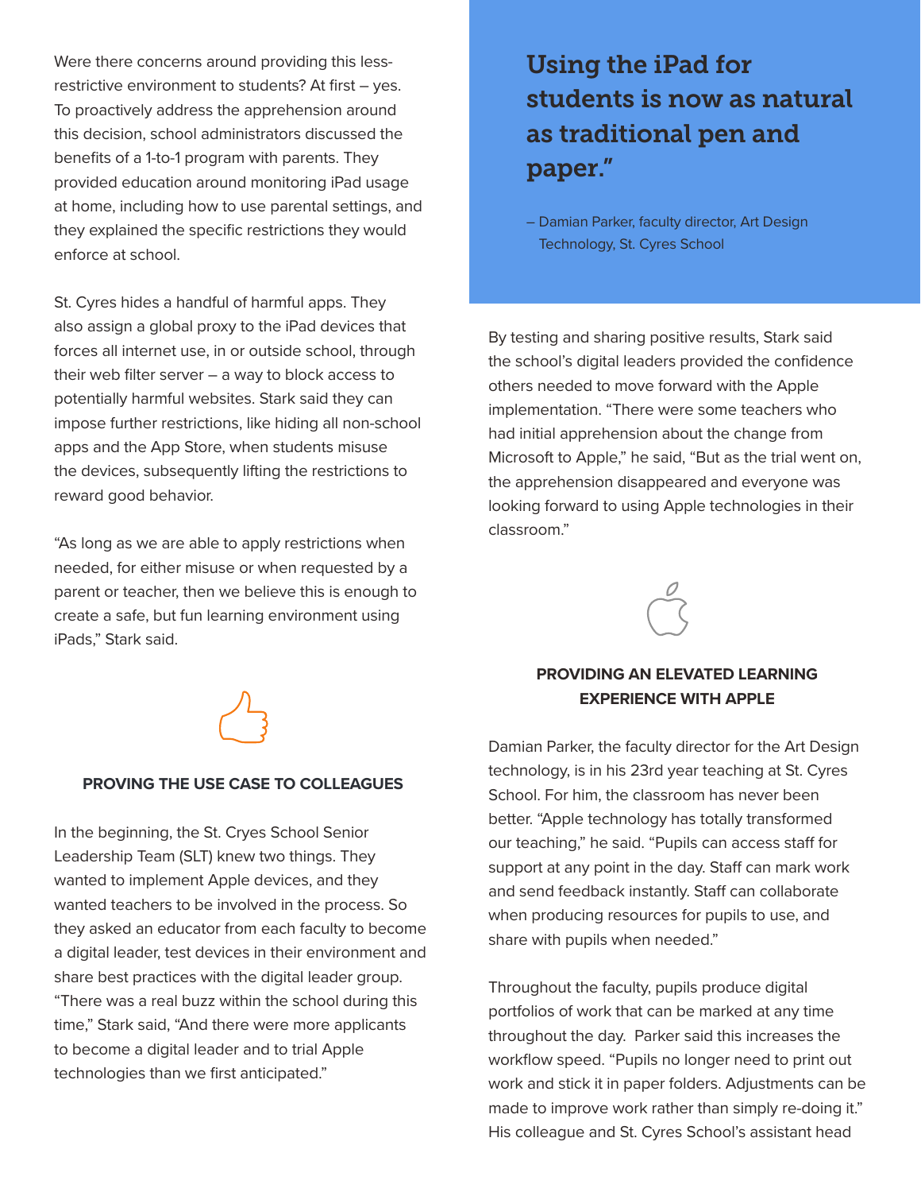Were there concerns around providing this less-restrictive environment to students? At first – yes. To proactively address the apprehension around this decision, school administrators discussed the benefits of a 1-to-1 program with parents. They provided education around monitoring iPad usage at home, including how to use parental settings, and they explained the specific restrictions they would enforce at school.

St. Cyres hides a handful of harmful apps. They also assign a global proxy to the iPad devices that forces all internet use, in or outside school, through their web filter server – a way to block access to potentially harmful websites. Stark said they can impose further restrictions, like hiding all non-school apps and the App Store, when students misuse the devices, subsequently lifting the restrictions to reward good behavior.

"As long as we are able to apply restrictions when needed, for either misuse or when requested by a parent or teacher, then we believe this is enough to create a safe, but fun learning environment using iPads," Stark said.

**PROVING THE USE CASE TO COLLEAGUES**

In the beginning, the St. Cryes School Senior Leadership Team (SLT) knew two things. They wanted to implement Apple devices, and they wanted teachers to be involved in the process. So they asked an educator from each faculty to become a digital leader, test devices in their environment and share best practices with the digital leader group. "There was a real buzz within the school during this time," Stark said, "And there were more applicants to become a digital leader and to trial Apple technologies than we first anticipated."

## Using the iPad for students is now as natural as traditional pen and paper."

– Damian Parker, faculty director, Art Design Technology, St. Cyres School

By testing and sharing positive results, Stark said the school's digital leaders provided the confidence others needed to move forward with the Apple implementation. "There were some teachers who had initial apprehension about the change from Microsoft to Apple," he said, "But as the trial went on, the apprehension disappeared and everyone was looking forward to using Apple technologies in their classroom."

**PROVIDING AN ELEVATED LEARNING EXPERIENCE WITH APPLE**

Damian Parker, the faculty director for the Art Design technology, is in his 23rd year teaching at St. Cyres School. For him, the classroom has never been better. "Apple technology has totally transformed our teaching," he said. "Pupils can access staff for support at any point in the day. Staff can mark work and send feedback instantly. Staff can collaborate when producing resources for pupils to use, and share with pupils when needed."

Throughout the faculty, pupils produce digital portfolios of work that can be marked at any time throughout the day. Parker said this increases the workflow speed. "Pupils no longer need to print out work and stick it in paper folders. Adjustments can be made to improve work rather than simply re-doing it." His colleague and St. Cyres School's assistant head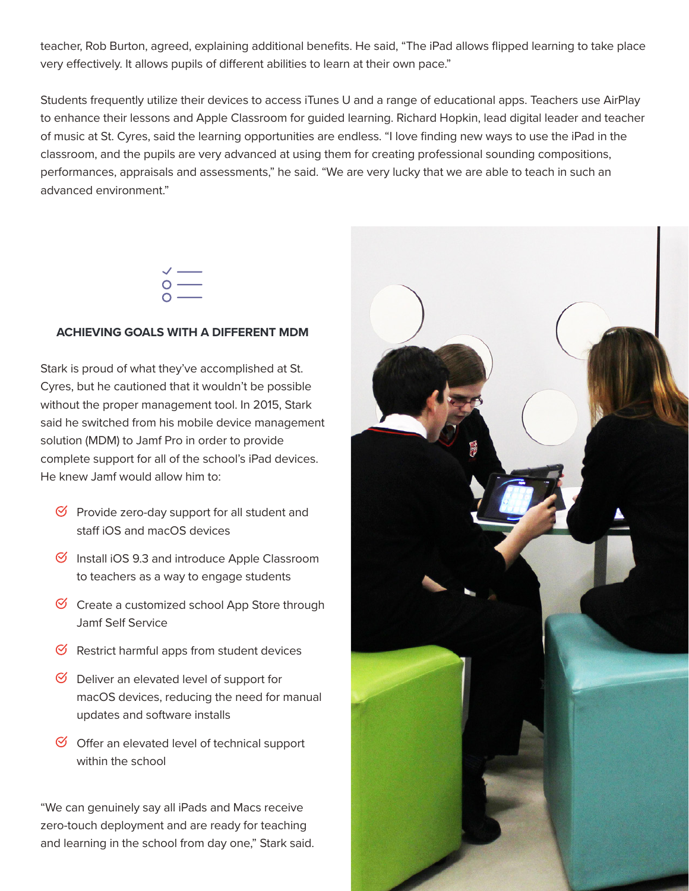teacher, Rob Burton, agreed, explaining additional benefits. He said, "The iPad allows flipped learning to take place very effectively. It allows pupils of different abilities to learn at their own pace."

Students frequently utilize their devices to access iTunes U and a range of educational apps. Teachers use AirPlay to enhance their lessons and Apple Classroom for guided learning. Richard Hopkin, lead digital leader and teacher of music at St. Cyres, said the learning opportunities are endless. "I love finding new ways to use the iPad in the classroom, and the pupils are very advanced at using them for creating professional sounding compositions, performances, appraisals and assessments," he said. "We are very lucky that we are able to teach in such an advanced environment."

## ACHIEVING GOALS WITH A DIFFERENT MDM

Stark is proud of what they've accomplished at St. Cyres, but he cautioned that it wouldn't be possible without the proper management tool. In 2015, Stark said he switched from his mobile device management solution (MDM) to Jamf Pro in order to provide complete support for all of the school's iPad devices. He knew Jamf would allow him to:

- Provide zero-day support for all student and staff iOS and macOS devices
- Install iOS 9.3 and introduce Apple Classroom to teachers as a way to engage students
- Create a customized school App Store through Jamf Self Service
- Restrict harmful apps from student devices
- Deliver an elevated level of support for macOS devices, reducing the need for manual updates and software installs
- Offer an elevated level of technical support within the school

"We can genuinely say all iPads and Macs receive zero-touch deployment and are ready for teaching and learning in the school from day one," Stark said.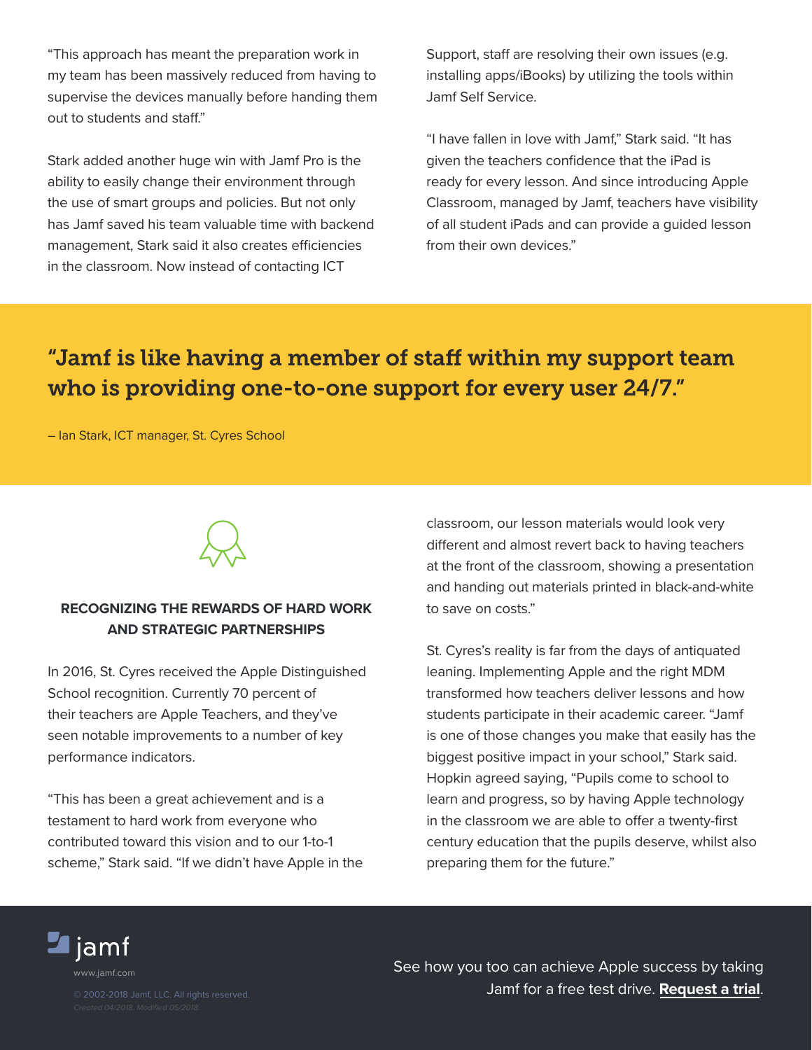"This approach has meant the preparation work in my team has been massively reduced from having to supervise the devices manually before handing them out to students and staff."

Stark added another huge win with Jamf Pro is the ability to easily change their environment through the use of smart groups and policies. But not only has Jamf saved his team valuable time with backend management, Stark said it also creates efficiencies in the classroom. Now instead of contacting ICT Support, staff are resolving their own issues (e.g. installing apps/iBooks) by utilizing the tools within Jamf Self Service.

"I have fallen in love with Jamf," Stark said. "It has given the teachers confidence that the iPad is ready for every lesson. And since introducing Apple Classroom, managed by Jamf, teachers have visibility of all student iPads and can provide a guided lesson from their own devices."

> **"Jamf is like having a member of staff within my support team who is providing one-to-one support for every user 24/7."**
>
> – Ian Stark, ICT manager, St. Cyres School

### RECOGNIZING THE REWARDS OF HARD WORK AND STRATEGIC PARTNERSHIPS

In 2016, St. Cyres received the Apple Distinguished School recognition. Currently 70 percent of their teachers are Apple Teachers, and they've seen notable improvements to a number of key performance indicators.

"This has been a great achievement and is a testament to hard work from everyone who contributed toward this vision and to our 1-to-1 scheme," Stark said. "If we didn't have Apple in the classroom, our lesson materials would look very different and almost revert back to having teachers at the front of the classroom, showing a presentation and handing out materials printed in black-and-white to save on costs."

St. Cyres's reality is far from the days of antiquated leaning. Implementing Apple and the right MDM transformed how teachers deliver lessons and how students participate in their academic career. "Jamf is one of those changes you make that easily has the biggest positive impact in your school," Stark said. Hopkin agreed saying, "Pupils come to school to learn and progress, so by having Apple technology in the classroom we are able to offer a twenty-first century education that the pupils deserve, whilst also preparing them for the future."

jamf

www.jamf.com

© 2002-2018 Jamf, LLC. All rights reserved.

*Created 04/2018. Modified 05/2018.*

See how you too can achieve Apple success by taking Jamf for a free test drive. **Request a trial**.